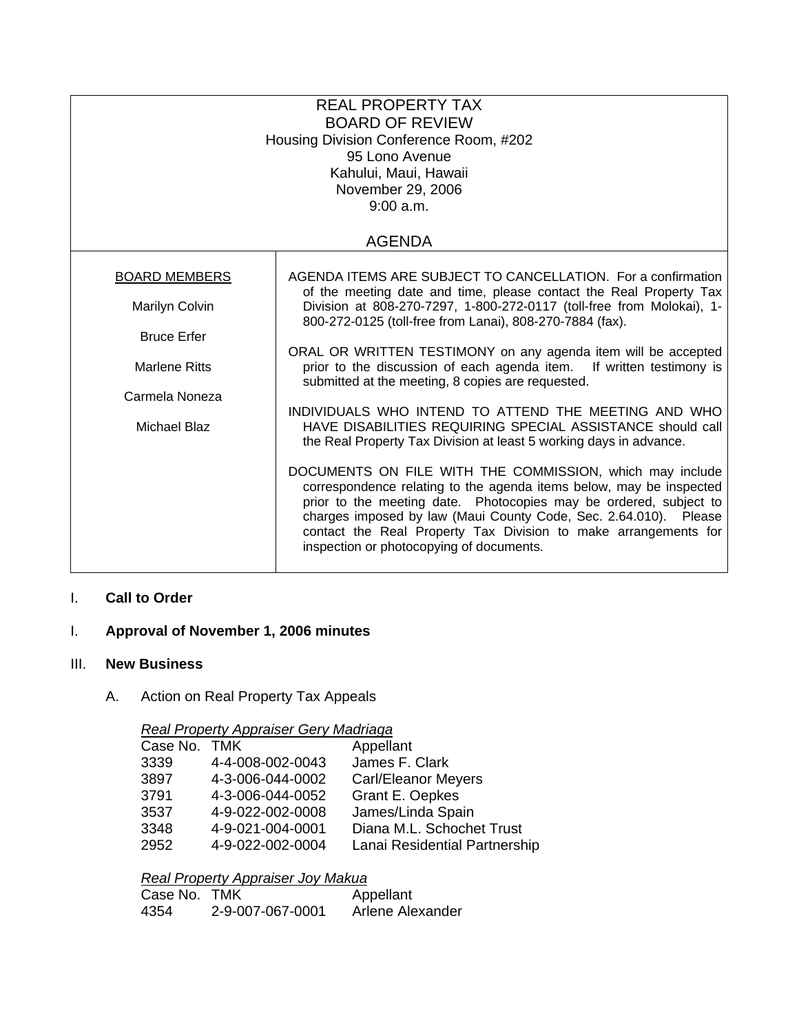REAL PROPERTY TAX
BOARD OF REVIEW
Housing Division Conference Room, #202
95 Lono Avenue
Kahului, Maui, Hawaii
November 29, 2006
9:00 a.m.

# AGENDA

BOARD MEMBERS

Marilyn Colvin

Bruce Erfer

Marlene Ritts

Carmela Noneza

Michael Blaz

AGENDA ITEMS ARE SUBJECT TO CANCELLATION. For a confirmation of the meeting date and time, please contact the Real Property Tax Division at 808-270-7297, 1-800-272-0117 (toll-free from Molokai), 1-800-272-0125 (toll-free from Lanai), 808-270-7884 (fax).

ORAL OR WRITTEN TESTIMONY on any agenda item will be accepted prior to the discussion of each agenda item. If written testimony is submitted at the meeting, 8 copies are requested.

INDIVIDUALS WHO INTEND TO ATTEND THE MEETING AND WHO HAVE DISABILITIES REQUIRING SPECIAL ASSISTANCE should call the Real Property Tax Division at least 5 working days in advance.

DOCUMENTS ON FILE WITH THE COMMISSION, which may include correspondence relating to the agenda items below, may be inspected prior to the meeting date. Photocopies may be ordered, subject to charges imposed by law (Maui County Code, Sec. 2.64.010). Please contact the Real Property Tax Division to make arrangements for inspection or photocopying of documents.

I. **Call to Order**

I. **Approval of November 1, 2006 minutes**

III. **New Business**

A. Action on Real Property Tax Appeals

*Real Property Appraiser Gery Madriaga*

| Case No. | TMK | Appellant |
|---|---|---|
| 3339 | 4-4-008-002-0043 | James F. Clark |
| 3897 | 4-3-006-044-0002 | Carl/Eleanor Meyers |
| 3791 | 4-3-006-044-0052 | Grant E. Oepkes |
| 3537 | 4-9-022-002-0008 | James/Linda Spain |
| 3348 | 4-9-021-004-0001 | Diana M.L. Schochet Trust |
| 2952 | 4-9-022-002-0004 | Lanai Residential Partnership |

*Real Property Appraiser Joy Makua*

| Case No. | TMK | Appellant |
|---|---|---|
| 4354 | 2-9-007-067-0001 | Arlene Alexander |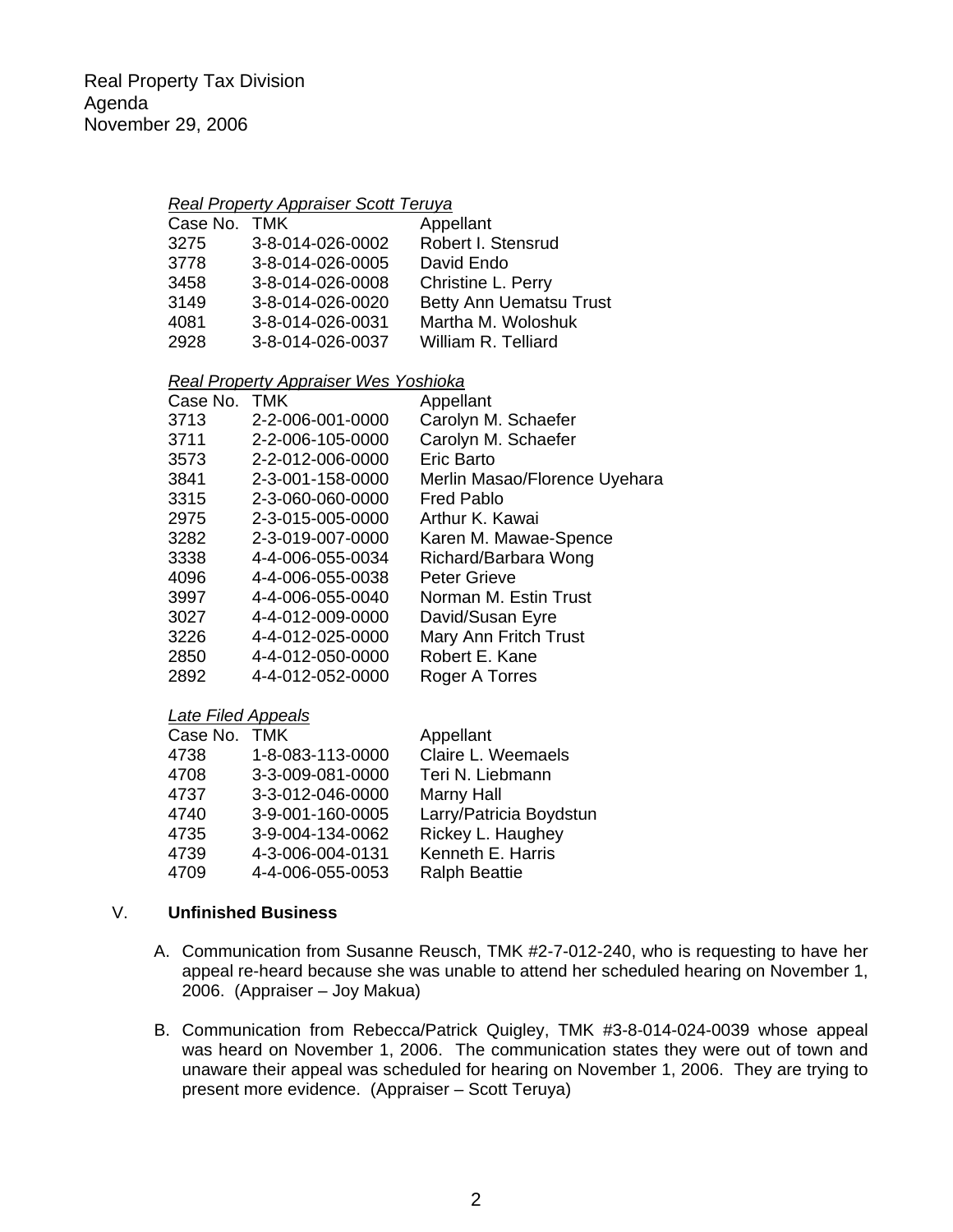Real Property Tax Division
Agenda
November 29, 2006

*Real Property Appraiser Scott Teruya*

| Case No. | TMK | Appellant |
|---|---|---|
| 3275 | 3-8-014-026-0002 | Robert I. Stensrud |
| 3778 | 3-8-014-026-0005 | David Endo |
| 3458 | 3-8-014-026-0008 | Christine L. Perry |
| 3149 | 3-8-014-026-0020 | Betty Ann Uematsu Trust |
| 4081 | 3-8-014-026-0031 | Martha M. Woloshuk |
| 2928 | 3-8-014-026-0037 | William R. Telliard |

*Real Property Appraiser Wes Yoshioka*

| Case No. | TMK | Appellant |
|---|---|---|
| 3713 | 2-2-006-001-0000 | Carolyn M. Schaefer |
| 3711 | 2-2-006-105-0000 | Carolyn M. Schaefer |
| 3573 | 2-2-012-006-0000 | Eric Barto |
| 3841 | 2-3-001-158-0000 | Merlin Masao/Florence Uyehara |
| 3315 | 2-3-060-060-0000 | Fred Pablo |
| 2975 | 2-3-015-005-0000 | Arthur K. Kawai |
| 3282 | 2-3-019-007-0000 | Karen M. Mawae-Spence |
| 3338 | 4-4-006-055-0034 | Richard/Barbara Wong |
| 4096 | 4-4-006-055-0038 | Peter Grieve |
| 3997 | 4-4-006-055-0040 | Norman M. Estin Trust |
| 3027 | 4-4-012-009-0000 | David/Susan Eyre |
| 3226 | 4-4-012-025-0000 | Mary Ann Fritch Trust |
| 2850 | 4-4-012-050-0000 | Robert E. Kane |
| 2892 | 4-4-012-052-0000 | Roger A Torres |

*Late Filed Appeals*

| Case No. | TMK | Appellant |
|---|---|---|
| 4738 | 1-8-083-113-0000 | Claire L. Weemaels |
| 4708 | 3-3-009-081-0000 | Teri N. Liebmann |
| 4737 | 3-3-012-046-0000 | Marny Hall |
| 4740 | 3-9-001-160-0005 | Larry/Patricia Boydstun |
| 4735 | 3-9-004-134-0062 | Rickey L. Haughey |
| 4739 | 4-3-006-004-0131 | Kenneth E. Harris |
| 4709 | 4-4-006-055-0053 | Ralph Beattie |

V. **Unfinished Business**

A. Communication from Susanne Reusch, TMK #2-7-012-240, who is requesting to have her appeal re-heard because she was unable to attend her scheduled hearing on November 1, 2006. (Appraiser – Joy Makua)

B. Communication from Rebecca/Patrick Quigley, TMK #3-8-014-024-0039 whose appeal was heard on November 1, 2006. The communication states they were out of town and unaware their appeal was scheduled for hearing on November 1, 2006. They are trying to present more evidence. (Appraiser – Scott Teruya)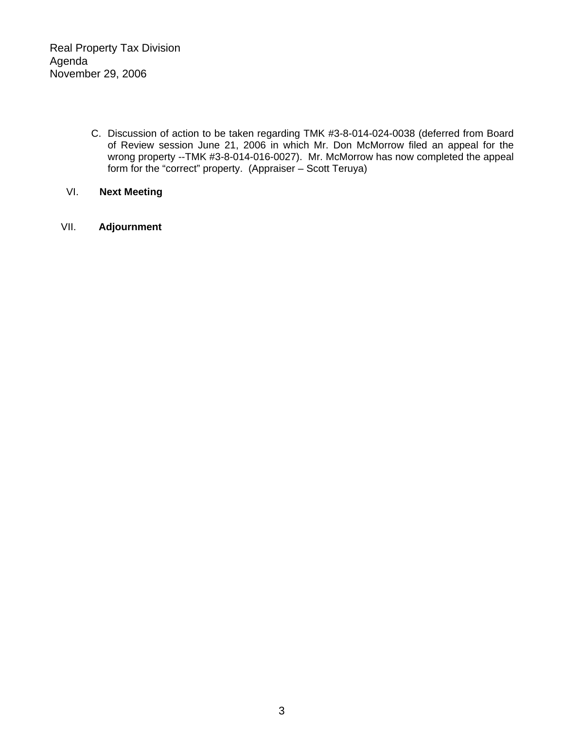C. Discussion of action to be taken regarding TMK #3-8-014-024-0038 (deferred from Board of Review session June 21, 2006 in which Mr. Don McMorrow filed an appeal for the wrong property --TMK #3-8-014-016-0027). Mr. McMorrow has now completed the appeal form for the “correct” property. (Appraiser – Scott Teruya)

VI. **Next Meeting**

VII. **Adjournment**